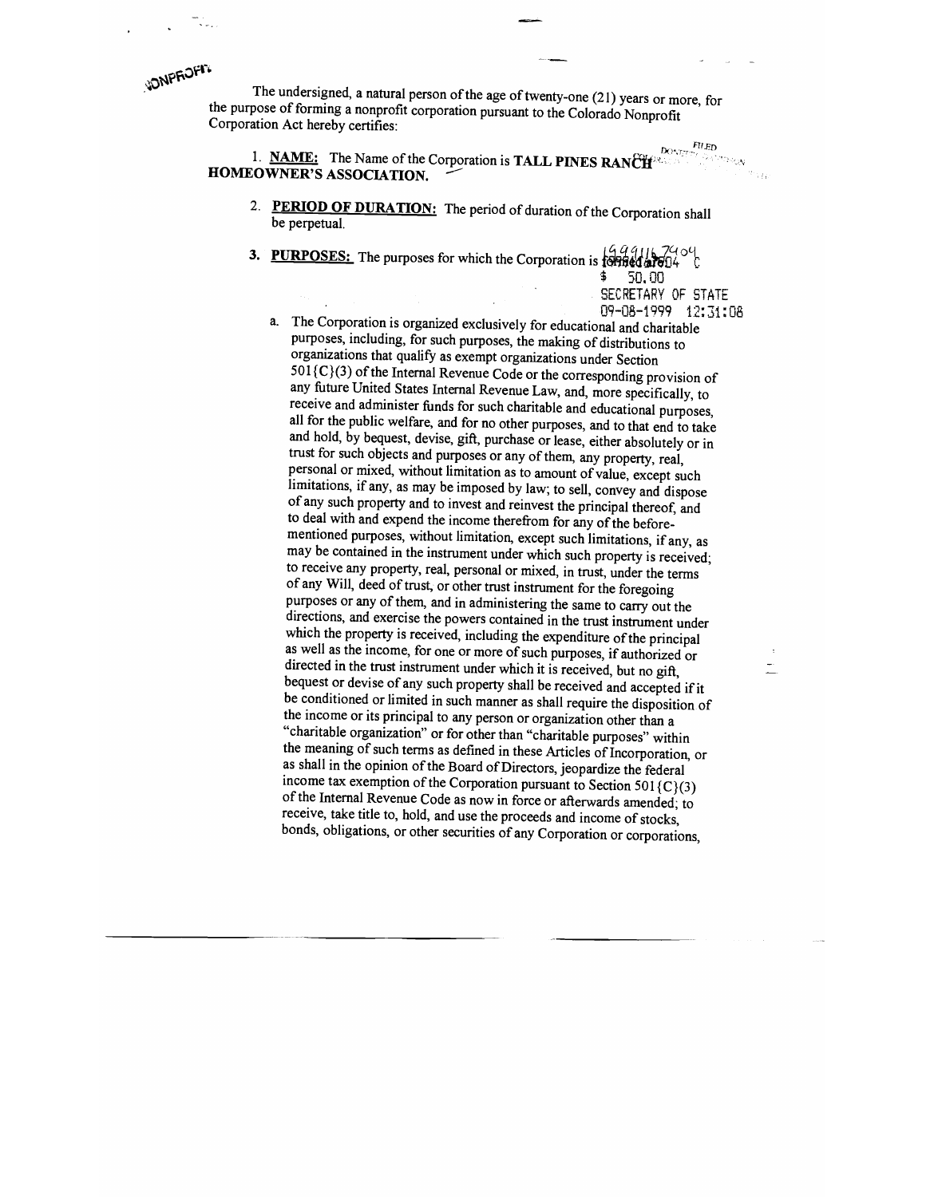NONPROFIT

The undersigned, a natural person of the age of twenty-one (21) years or more, for the purpose of forming a nonprofit corporation pursuant to the Colorado Nonprofit Corporation Act hereby certifies:

1. **NAME:** The Name of the Corporation is **TALL PINES RANCH HOMEOWNER'S ASSOCIATION.**

2. **PERIOD OF DURATION:** The period of duration of the Corporation shall be perpetual.

3. **PURPOSES:** The purposes for which the Corporation is formed are:

19991167404 C
$ 50.00
SECRETARY OF STATE
09-08-1999 12:31:08

a. The Corporation is organized exclusively for educational and charitable purposes, including, for such purposes, the making of distributions to organizations that qualify as exempt organizations under Section 501{C}(3) of the Internal Revenue Code or the corresponding provision of any future United States Internal Revenue Law, and, more specifically, to receive and administer funds for such charitable and educational purposes, all for the public welfare, and for no other purposes, and to that end to take and hold, by bequest, devise, gift, purchase or lease, either absolutely or in trust for such objects and purposes or any of them, any property, real, personal or mixed, without limitation as to amount of value, except such limitations, if any, as may be imposed by law; to sell, convey and dispose of any such property and to invest and reinvest the principal thereof, and to deal with and expend the income therefrom for any of the before-mentioned purposes, without limitation, except such limitations, if any, as may be contained in the instrument under which such property is received; to receive any property, real, personal or mixed, in trust, under the terms of any Will, deed of trust, or other trust instrument for the foregoing purposes or any of them, and in administering the same to carry out the directions, and exercise the powers contained in the trust instrument under which the property is received, including the expenditure of the principal as well as the income, for one or more of such purposes, if authorized or directed in the trust instrument under which it is received, but no gift, bequest or devise of any such property shall be received and accepted if it be conditioned or limited in such manner as shall require the disposition of the income or its principal to any person or organization other than a "charitable organization" or for other than "charitable purposes" within the meaning of such terms as defined in these Articles of Incorporation, or as shall in the opinion of the Board of Directors, jeopardize the federal income tax exemption of the Corporation pursuant to Section 501{C}(3) of the Internal Revenue Code as now in force or afterwards amended; to receive, take title to, hold, and use the proceeds and income of stocks, bonds, obligations, or other securities of any Corporation or corporations,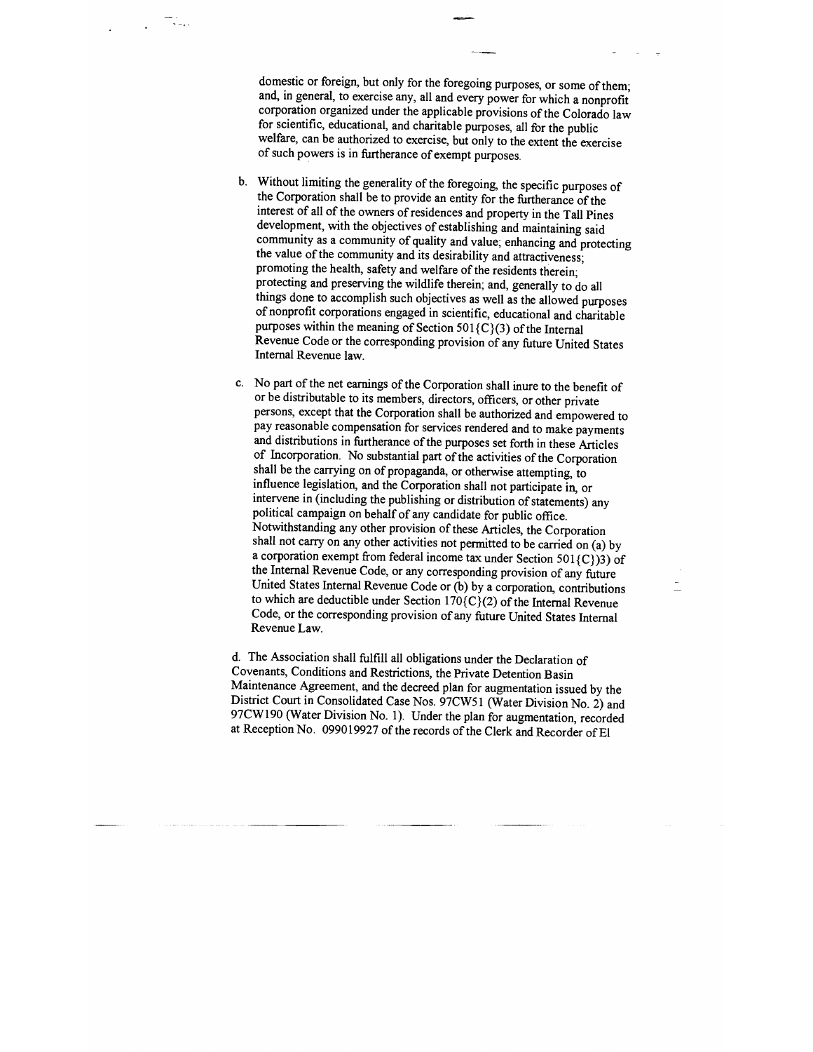domestic or foreign, but only for the foregoing purposes, or some of them; and, in general, to exercise any, all and every power for which a nonprofit corporation organized under the applicable provisions of the Colorado law for scientific, educational, and charitable purposes, all for the public welfare, can be authorized to exercise, but only to the extent the exercise of such powers is in furtherance of exempt purposes.

b. Without limiting the generality of the foregoing, the specific purposes of the Corporation shall be to provide an entity for the furtherance of the interest of all of the owners of residences and property in the Tall Pines development, with the objectives of establishing and maintaining said community as a community of quality and value; enhancing and protecting the value of the community and its desirability and attractiveness; promoting the health, safety and welfare of the residents therein; protecting and preserving the wildlife therein; and, generally to do all things done to accomplish such objectives as well as the allowed purposes of nonprofit corporations engaged in scientific, educational and charitable purposes within the meaning of Section 501{C}(3) of the Internal Revenue Code or the corresponding provision of any future United States Internal Revenue law.

c. No part of the net earnings of the Corporation shall inure to the benefit of or be distributable to its members, directors, officers, or other private persons, except that the Corporation shall be authorized and empowered to pay reasonable compensation for services rendered and to make payments and distributions in furtherance of the purposes set forth in these Articles of Incorporation. No substantial part of the activities of the Corporation shall be the carrying on of propaganda, or otherwise attempting, to influence legislation, and the Corporation shall not participate in, or intervene in (including the publishing or distribution of statements) any political campaign on behalf of any candidate for public office. Notwithstanding any other provision of these Articles, the Corporation shall not carry on any other activities not permitted to be carried on (a) by a corporation exempt from federal income tax under Section 501{C})3) of the Internal Revenue Code, or any corresponding provision of any future United States Internal Revenue Code or (b) by a corporation, contributions to which are deductible under Section 170{C}(2) of the Internal Revenue Code, or the corresponding provision of any future United States Internal Revenue Law.

d. The Association shall fulfill all obligations under the Declaration of Covenants, Conditions and Restrictions, the Private Detention Basin Maintenance Agreement, and the decreed plan for augmentation issued by the District Court in Consolidated Case Nos. 97CW51 (Water Division No. 2) and 97CW190 (Water Division No. 1). Under the plan for augmentation, recorded at Reception No. 099019927 of the records of the Clerk and Recorder of El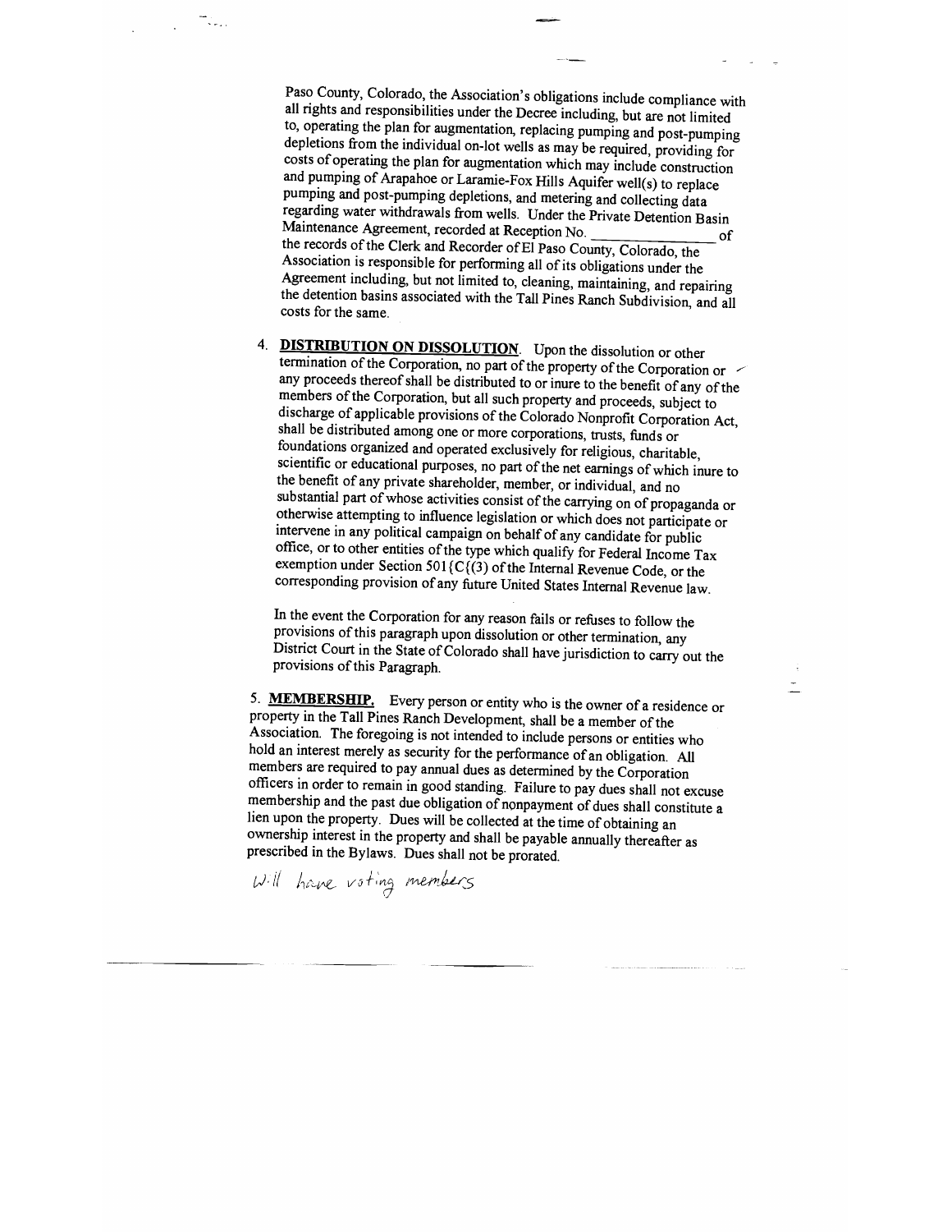Paso County, Colorado, the Association's obligations include compliance with all rights and responsibilities under the Decree including, but are not limited to, operating the plan for augmentation, replacing pumping and post-pumping depletions from the individual on-lot wells as may be required, providing for costs of operating the plan for augmentation which may include construction and pumping of Arapahoe or Laramie-Fox Hills Aquifer well(s) to replace pumping and post-pumping depletions, and metering and collecting data regarding water withdrawals from wells. Under the Private Detention Basin Maintenance Agreement, recorded at Reception No. _______________ of the records of the Clerk and Recorder of El Paso County, Colorado, the Association is responsible for performing all of its obligations under the Agreement including, but not limited to, cleaning, maintaining, and repairing the detention basins associated with the Tall Pines Ranch Subdivision, and all costs for the same.

4. **DISTRIBUTION ON DISSOLUTION**. Upon the dissolution or other termination of the Corporation, no part of the property of the Corporation or any proceeds thereof shall be distributed to or inure to the benefit of any of the members of the Corporation, but all such property and proceeds, subject to discharge of applicable provisions of the Colorado Nonprofit Corporation Act, shall be distributed among one or more corporations, trusts, funds or foundations organized and operated exclusively for religious, charitable, scientific or educational purposes, no part of the net earnings of which inure to the benefit of any private shareholder, member, or individual, and no substantial part of whose activities consist of the carrying on of propaganda or otherwise attempting to influence legislation or which does not participate or intervene in any political campaign on behalf of any candidate for public office, or to other entities of the type which qualify for Federal Income Tax exemption under Section 501{C{(3) of the Internal Revenue Code, or the corresponding provision of any future United States Internal Revenue law.

   In the event the Corporation for any reason fails or refuses to follow the provisions of this paragraph upon dissolution or other termination, any District Court in the State of Colorado shall have jurisdiction to carry out the provisions of this Paragraph.

5. **MEMBERSHIP.** Every person or entity who is the owner of a residence or property in the Tall Pines Ranch Development, shall be a member of the Association. The foregoing is not intended to include persons or entities who hold an interest merely as security for the performance of an obligation. All members are required to pay annual dues as determined by the Corporation officers in order to remain in good standing. Failure to pay dues shall not excuse membership and the past due obligation of nonpayment of dues shall constitute a lien upon the property. Dues will be collected at the time of obtaining an ownership interest in the property and shall be payable annually thereafter as prescribed in the Bylaws. Dues shall not be prorated.

   *Will have voting members*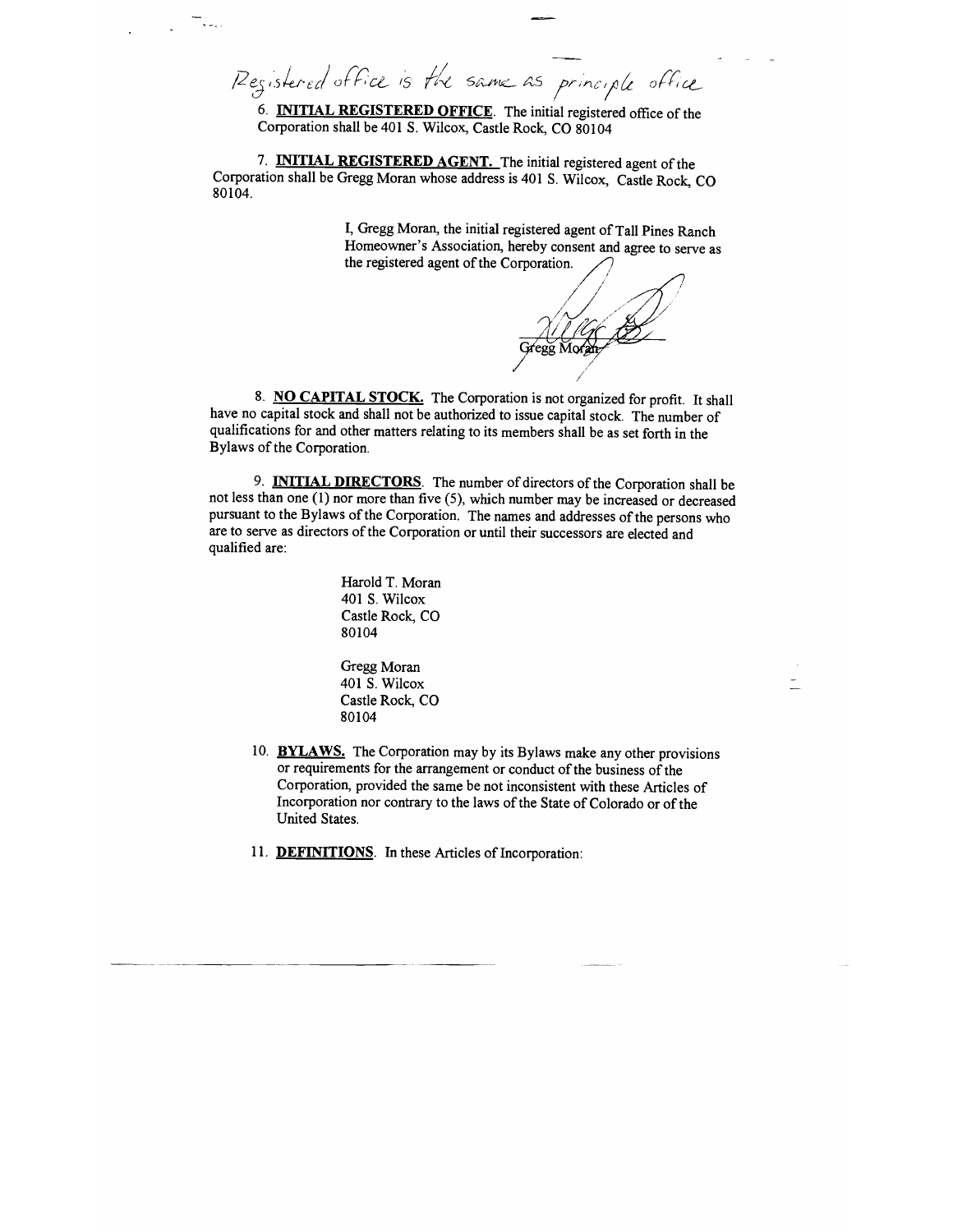Registered office is the same as principle office

6. **INITIAL REGISTERED OFFICE**. The initial registered office of the Corporation shall be 401 S. Wilcox, Castle Rock, CO 80104

7. **INITIAL REGISTERED AGENT.** The initial registered agent of the Corporation shall be Gregg Moran whose address is 401 S. Wilcox, Castle Rock, CO 80104.

I, Gregg Moran, the initial registered agent of Tall Pines Ranch Homeowner's Association, hereby consent and agree to serve as the registered agent of the Corporation.

Gregg Moran

8. **NO CAPITAL STOCK.** The Corporation is not organized for profit. It shall have no capital stock and shall not be authorized to issue capital stock. The number of qualifications for and other matters relating to its members shall be as set forth in the Bylaws of the Corporation.

9. **INITIAL DIRECTORS**. The number of directors of the Corporation shall be not less than one (1) nor more than five (5), which number may be increased or decreased pursuant to the Bylaws of the Corporation. The names and addresses of the persons who are to serve as directors of the Corporation or until their successors are elected and qualified are:

Harold T. Moran
401 S. Wilcox
Castle Rock, CO
80104

Gregg Moran
401 S. Wilcox
Castle Rock, CO
80104

10. **BYLAWS.** The Corporation may by its Bylaws make any other provisions or requirements for the arrangement or conduct of the business of the Corporation, provided the same be not inconsistent with these Articles of Incorporation nor contrary to the laws of the State of Colorado or of the United States.

11. **DEFINITIONS**. In these Articles of Incorporation: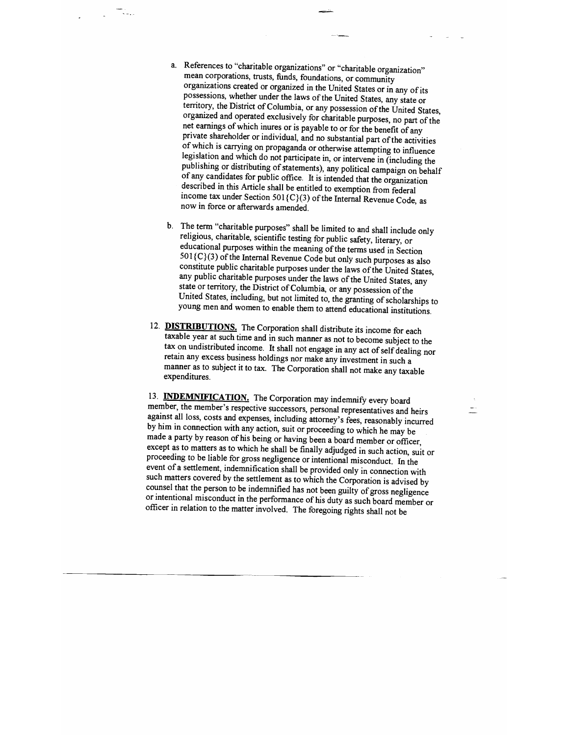a. References to "charitable organizations" or "charitable organization" mean corporations, trusts, funds, foundations, or community organizations created or organized in the United States or in any of its possessions, whether under the laws of the United States, any state or territory, the District of Columbia, or any possession of the United States, organized and operated exclusively for charitable purposes, no part of the net earnings of which inures or is payable to or for the benefit of any private shareholder or individual, and no substantial part of the activities of which is carrying on propaganda or otherwise attempting to influence legislation and which do not participate in, or intervene in (including the publishing or distributing of statements), any political campaign on behalf of any candidates for public office. It is intended that the organization described in this Article shall be entitled to exemption from federal income tax under Section 501{C}(3) of the Internal Revenue Code, as now in force or afterwards amended.

b. The term "charitable purposes" shall be limited to and shall include only religious, charitable, scientific testing for public safety, literary, or educational purposes within the meaning of the terms used in Section 501{C}(3) of the Internal Revenue Code but only such purposes as also constitute public charitable purposes under the laws of the United States, any public charitable purposes under the laws of the United States, any state or territory, the District of Columbia, or any possession of the United States, including, but not limited to, the granting of scholarships to young men and women to enable them to attend educational institutions.

12. **DISTRIBUTIONS.** The Corporation shall distribute its income for each taxable year at such time and in such manner as not to become subject to the tax on undistributed income. It shall not engage in any act of self dealing nor retain any excess business holdings nor make any investment in such a manner as to subject it to tax. The Corporation shall not make any taxable expenditures.

13. **INDEMNIFICATION.** The Corporation may indemnify every board member, the member's respective successors, personal representatives and heirs against all loss, costs and expenses, including attorney's fees, reasonably incurred by him in connection with any action, suit or proceeding to which he may be made a party by reason of his being or having been a board member or officer, except as to matters as to which he shall be finally adjudged in such action, suit or proceeding to be liable for gross negligence or intentional misconduct. In the event of a settlement, indemnification shall be provided only in connection with such matters covered by the settlement as to which the Corporation is advised by counsel that the person to be indemnified has not been guilty of gross negligence or intentional misconduct in the performance of his duty as such board member or officer in relation to the matter involved. The foregoing rights shall not be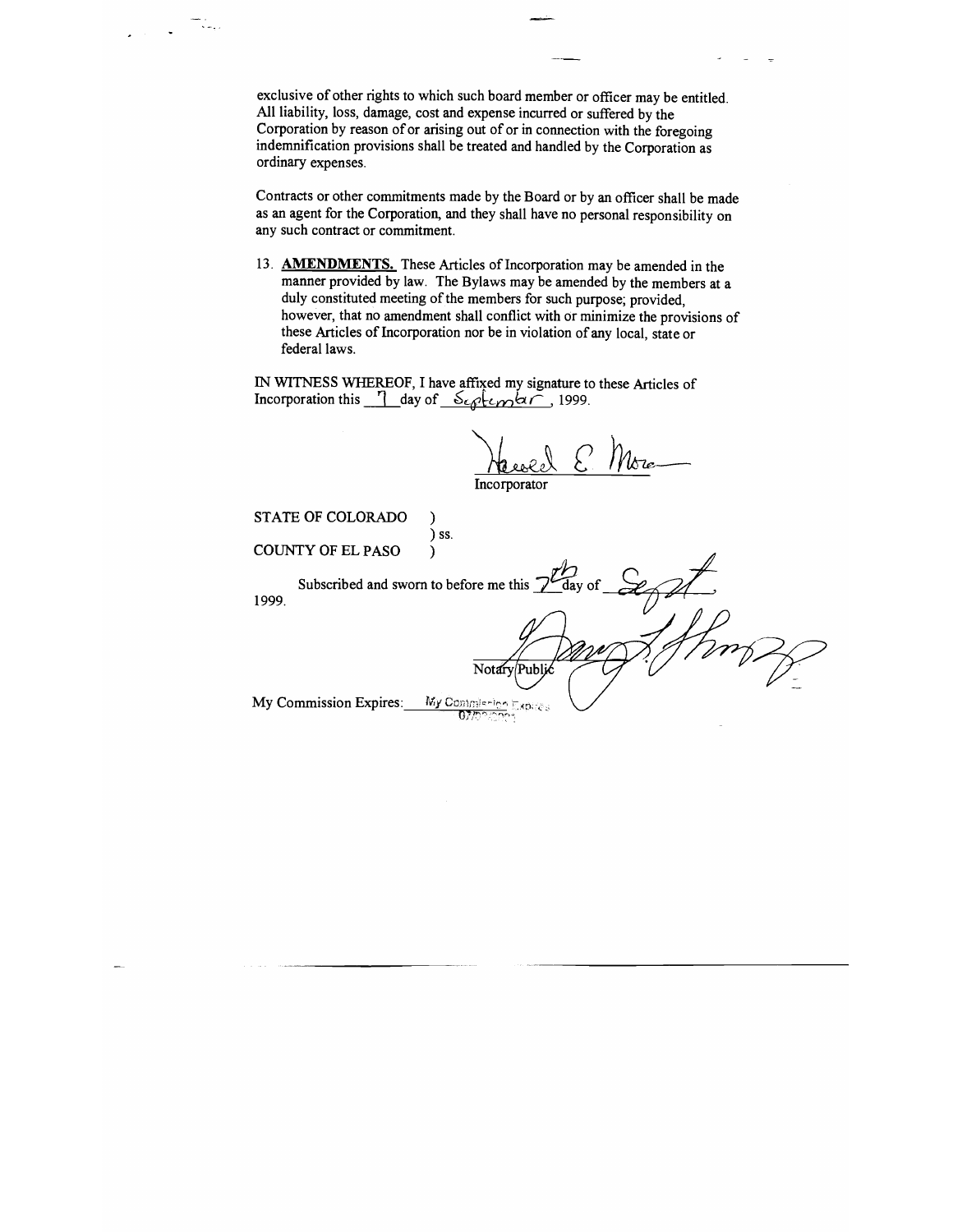exclusive of other rights to which such board member or officer may be entitled. All liability, loss, damage, cost and expense incurred or suffered by the Corporation by reason of or arising out of or in connection with the foregoing indemnification provisions shall be treated and handled by the Corporation as ordinary expenses.

Contracts or other commitments made by the Board or by an officer shall be made as an agent for the Corporation, and they shall have no personal responsibility on any such contract or commitment.

13. **AMENDMENTS.** These Articles of Incorporation may be amended in the manner provided by law. The Bylaws may be amended by the members at a duly constituted meeting of the members for such purpose; provided, however, that no amendment shall conflict with or minimize the provisions of these Articles of Incorporation nor be in violation of any local, state or federal laws.

IN WITNESS WHEREOF, I have affixed my signature to these Articles of Incorporation this 7 day of September, 1999.

Incorporator

STATE OF COLORADO )
) ss.
COUNTY OF EL PASO )

Subscribed and sworn to before me this 7th day of Sept, 1999.

Notary Public

My Commission Expires: My Commission Expires 07/__/2001